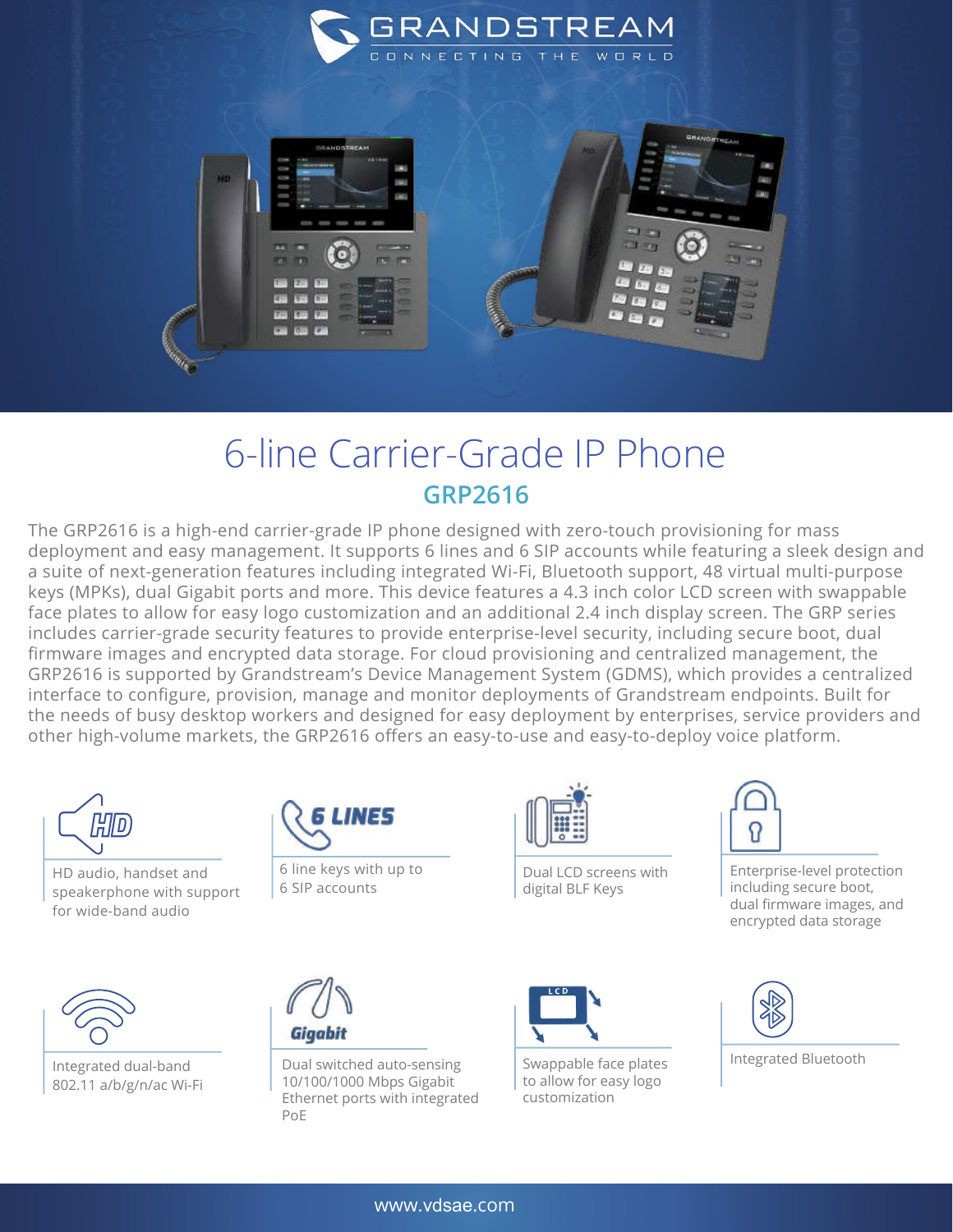GRANDSTREAM
CONNECTING THE WORLD

# 6-line Carrier-Grade IP Phone

## GRP2616

The GRP2616 is a high-end carrier-grade IP phone designed with zero-touch provisioning for mass deployment and easy management. It supports 6 lines and 6 SIP accounts while featuring a sleek design and a suite of next-generation features including integrated Wi-Fi, Bluetooth support, 48 virtual multi-purpose keys (MPKs), dual Gigabit ports and more. This device features a 4.3 inch color LCD screen with swappable face plates to allow for easy logo customization and an additional 2.4 inch display screen. The GRP series includes carrier-grade security features to provide enterprise-level security, including secure boot, dual firmware images and encrypted data storage. For cloud provisioning and centralized management, the GRP2616 is supported by Grandstream's Device Management System (GDMS), which provides a centralized interface to configure, provision, manage and monitor deployments of Grandstream endpoints. Built for the needs of busy desktop workers and designed for easy deployment by enterprises, service providers and other high-volume markets, the GRP2616 offers an easy-to-use and easy-to-deploy voice platform.

- HD audio, handset and speakerphone with support for wide-band audio
- 6 line keys with up to 6 SIP accounts
- Dual LCD screens with digital BLF Keys
- Enterprise-level protection including secure boot, dual firmware images, and encrypted data storage
- Integrated dual-band 802.11 a/b/g/n/ac Wi-Fi
- Dual switched auto-sensing 10/100/1000 Mbps Gigabit Ethernet ports with integrated PoE
- Swappable face plates to allow for easy logo customization
- Integrated Bluetooth

www.vdsae.com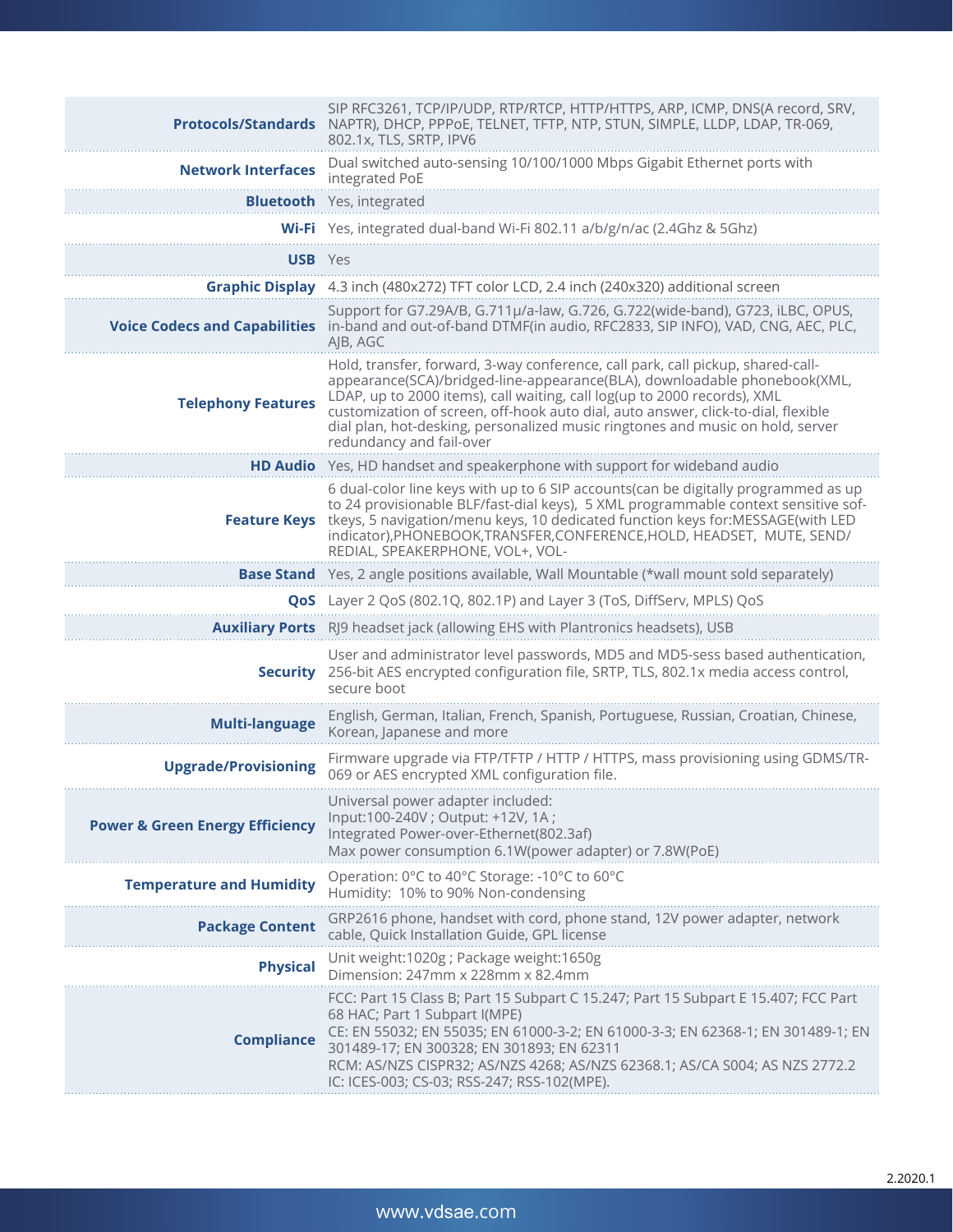| | |
|---|---|
| **Protocols/Standards** | SIP RFC3261, TCP/IP/UDP, RTP/RTCP, HTTP/HTTPS, ARP, ICMP, DNS(A record, SRV, NAPTR), DHCP, PPPoE, TELNET, TFTP, NTP, STUN, SIMPLE, LLDP, LDAP, TR-069, 802.1x, TLS, SRTP, IPV6 |
| **Network Interfaces** | Dual switched auto-sensing 10/100/1000 Mbps Gigabit Ethernet ports with integrated PoE |
| **Bluetooth** | Yes, integrated |
| **Wi-Fi** | Yes, integrated dual-band Wi-Fi 802.11 a/b/g/n/ac (2.4Ghz & 5Ghz) |
| **USB** | Yes |
| **Graphic Display** | 4.3 inch (480x272) TFT color LCD, 2.4 inch (240x320) additional screen |
| **Voice Codecs and Capabilities** | Support for G7.29A/B, G.711µ/a-law, G.726, G.722(wide-band), G723, iLBC, OPUS, in-band and out-of-band DTMF(in audio, RFC2833, SIP INFO), VAD, CNG, AEC, PLC, AJB, AGC |
| **Telephony Features** | Hold, transfer, forward, 3-way conference, call park, call pickup, shared-call-appearance(SCA)/bridged-line-appearance(BLA), downloadable phonebook(XML, LDAP, up to 2000 items), call waiting, call log(up to 2000 records), XML customization of screen, off-hook auto dial, auto answer, click-to-dial, flexible dial plan, hot-desking, personalized music ringtones and music on hold, server redundancy and fail-over |
| **HD Audio** | Yes, HD handset and speakerphone with support for wideband audio |
| **Feature Keys** | 6 dual-color line keys with up to 6 SIP accounts(can be digitally programmed as up to 24 provisionable BLF/fast-dial keys), 5 XML programmable context sensitive sof-tkeys, 5 navigation/menu keys, 10 dedicated function keys for:MESSAGE(with LED indicator),PHONEBOOK,TRANSFER,CONFERENCE,HOLD, HEADSET, MUTE, SEND/ REDIAL, SPEAKERPHONE, VOL+, VOL- |
| **Base Stand** | Yes, 2 angle positions available, Wall Mountable (*wall mount sold separately) |
| **QoS** | Layer 2 QoS (802.1Q, 802.1P) and Layer 3 (ToS, DiffServ, MPLS) QoS |
| **Auxiliary Ports** | RJ9 headset jack (allowing EHS with Plantronics headsets), USB |
| **Security** | User and administrator level passwords, MD5 and MD5-sess based authentication, 256-bit AES encrypted configuration file, SRTP, TLS, 802.1x media access control, secure boot |
| **Multi-language** | English, German, Italian, French, Spanish, Portuguese, Russian, Croatian, Chinese, Korean, Japanese and more |
| **Upgrade/Provisioning** | Firmware upgrade via FTP/TFTP / HTTP / HTTPS, mass provisioning using GDMS/TR-069 or AES encrypted XML configuration file. |
| **Power & Green Energy Efficiency** | Universal power adapter included:<br>Input:100-240V ; Output: +12V, 1A ;<br>Integrated Power-over-Ethernet(802.3af)<br>Max power consumption 6.1W(power adapter) or 7.8W(PoE) |
| **Temperature and Humidity** | Operation: 0°C to 40°C Storage: -10°C to 60°C<br>Humidity: 10% to 90% Non-condensing |
| **Package Content** | GRP2616 phone, handset with cord, phone stand, 12V power adapter, network cable, Quick Installation Guide, GPL license |
| **Physical** | Unit weight:1020g ; Package weight:1650g<br>Dimension: 247mm x 228mm x 82.4mm |
| **Compliance** | FCC: Part 15 Class B; Part 15 Subpart C 15.247; Part 15 Subpart E 15.407; FCC Part 68 HAC; Part 1 Subpart I(MPE)<br>CE: EN 55032; EN 55035; EN 61000-3-2; EN 61000-3-3; EN 62368-1; EN 301489-1; EN 301489-17; EN 300328; EN 301893; EN 62311<br>RCM: AS/NZS CISPR32; AS/NZS 4268; AS/NZS 62368.1; AS/CA S004; AS NZS 2772.2<br>IC: ICES-003; CS-03; RSS-247; RSS-102(MPE). |

2.2020.1

www.vdsae.com